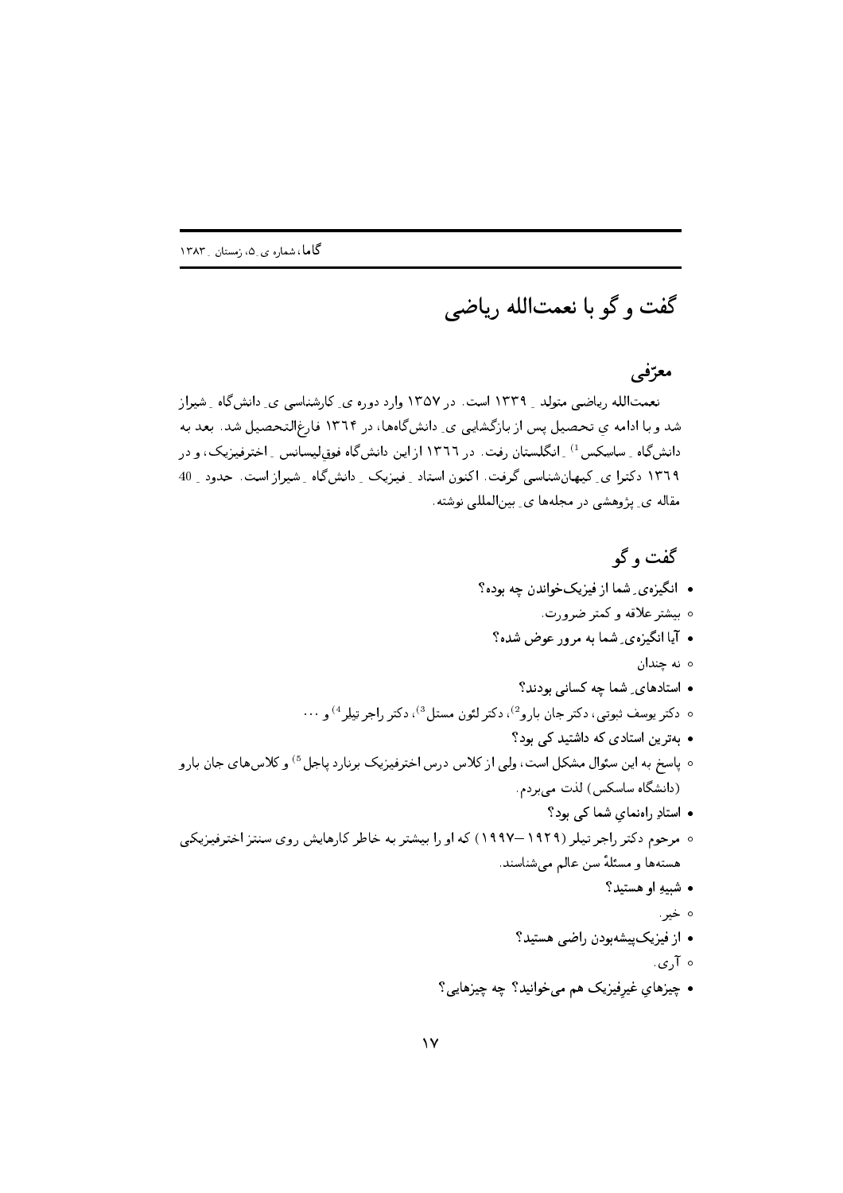# گفت و گو با نعمت‌الله ریاضی

## معرّفی

نعمت‌الله ریاضی متولد ِ ۱۳۳۹ است. در ۱۳۵۷ وارد دوره ی ِ کارشناسی ی ِ دانش‌گاه ِ شیراز شد و با ادامه ی تحصیل پس از بازگشایی ی ِ دانش‌گاه‌ها، در ۱۳۶۴ فارغ‌التحصیل شد. بعد به دانش‌گاه ِ ساسکس[1] ِ انگلستان رفت. در ۱۳۶۶ از این دانش‌گاه فوق‌لیسانس ِ اخترفیزیک، و در ۱۳۶۹ دکترا ی ِ کیهان‌شناسی گرفت. اکنون استاد ِ فیزیک ِ دانش‌گاه ِ شیراز است. حدود ِ 40 مقاله ی ِ پژوهشی در مجله‌ها ی ِ بین‌المللی نوشته.

## گفت و گو

- **انگیزه‌ی ِ شما از فیزیک‌خواندن چه بوده؟**
  - بیشتر علاقه و کمتر ضرورت.
- **آیا انگیزه‌ی ِ شما به مرور عوض شده؟**
  - نه چندان
- **استادهای ِ شما چه کسانی بودند؟**
  - دکتر یوسف ثبوتی، دکتر جان بارو[2]، دکتر لئون مستل[3]، دکتر راجر تیلر[4] و ...
- **به‌ترین استادی که داشتید کی بود؟**
  - پاسخ به این سؤال مشکل است، ولی از کلاس درس اخترفیزیک برنارد پاجل[5] و کلاس‌های جان بارو (دانشگاه ساسکس) لذت می‌بردم.
- **استادِ راه‌نمایِ شما کی بود؟**
  - مرحوم دکتر راجر تیلر (۱۹۲۹–۱۹۹۷) که او را بیشتر به خاطر کارهایش روی سنتز اخترفیزیکی هسته‌ها و مسئلهٔ سن عالم می‌شناسند.
- **شبیهِ او هستید؟**
  - خیر.
- **از فیزیک‌پیشه‌بودن راضی هستید؟**
  - آری.
- **چیزهایِ غیرفیزیک هم می‌خوانید؟ چه چیزهایی؟**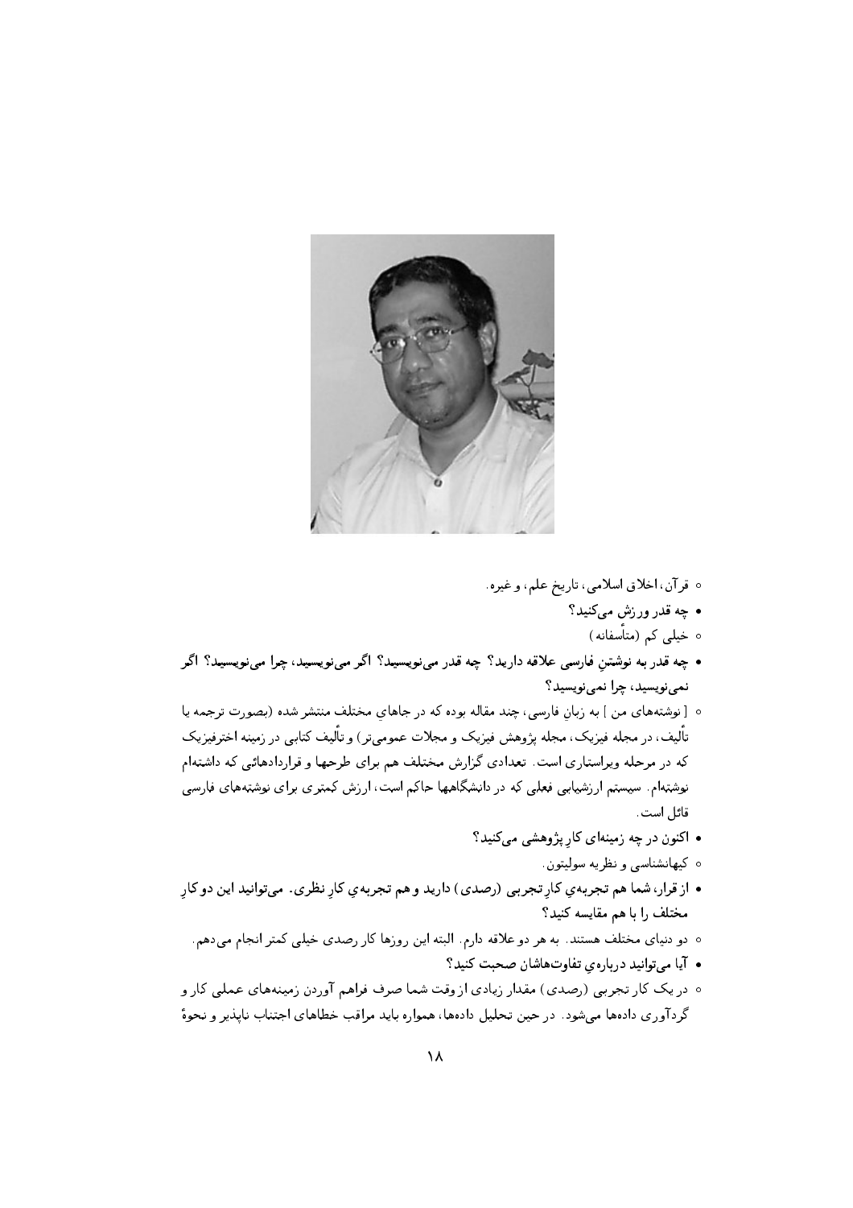○ قرآن، اخلاق اسلامی، تاریخ علم، و غیره.

- **چه قدر ورزش می‌کنید؟**

○ خیلی کم (متأسفانه)

- **چه قدر به نوشتنِ فارسی علاقه دارید؟ چه قدر می‌نویسید؟ اگر می‌نویسید، چرا می‌نویسید؟ اگر نمی‌نویسید، چرا نمی‌نویسید؟**

○ [ نوشته‌های من ] به زبانِ فارسی، چند مقاله بوده که در جاهایِ مختلف منتشر شده (بصورت ترجمه یا تألیف، در مجله فیزیک، مجله پژوهش فیزیک و مجلات عمومی‌تر) و تألیف کتابی در زمینه اخترفیزیک که در مرحله ویراستاری است. تعدادی گزارش مختلف هم برای طرحها و قراردادهائی که داشته‌ام نوشته‌ام. سیستم ارزشیابی فعلی که در دانشگاهها حاکم است، ارزش کمتری برای نوشته‌های فارسی قائل است.

- **اکنون در چه زمینه‌ای کارِ پژوهشی می‌کنید؟**

○ کیهانشناسی و نظریه سولیتون.

- **از قرار، شما هم تجربه‌یِ کارِ تجربی (رصدی) دارید و هم تجربه‌یِ کارِ نظری. می‌توانید این دو کارِ مختلف را با هم مقایسه کنید؟**

○ دو دنیای مختلف هستند. به هر دو علاقه دارم. البته این روزها کار رصدی خیلی کمتر انجام می‌دهم.

- **آیا می‌توانید درباره‌یِ تفاوت‌هاشان صحبت کنید؟**

○ در یک کار تجربی (رصدی) مقدار زیادی از وقت شما صرف فراهم آوردن زمینه‌های عملی کار و گردآوری داده‌ها می‌شود. در حین تحلیل داده‌ها، همواره باید مراقب خطاهای اجتناب ناپذیر و نحوهٔ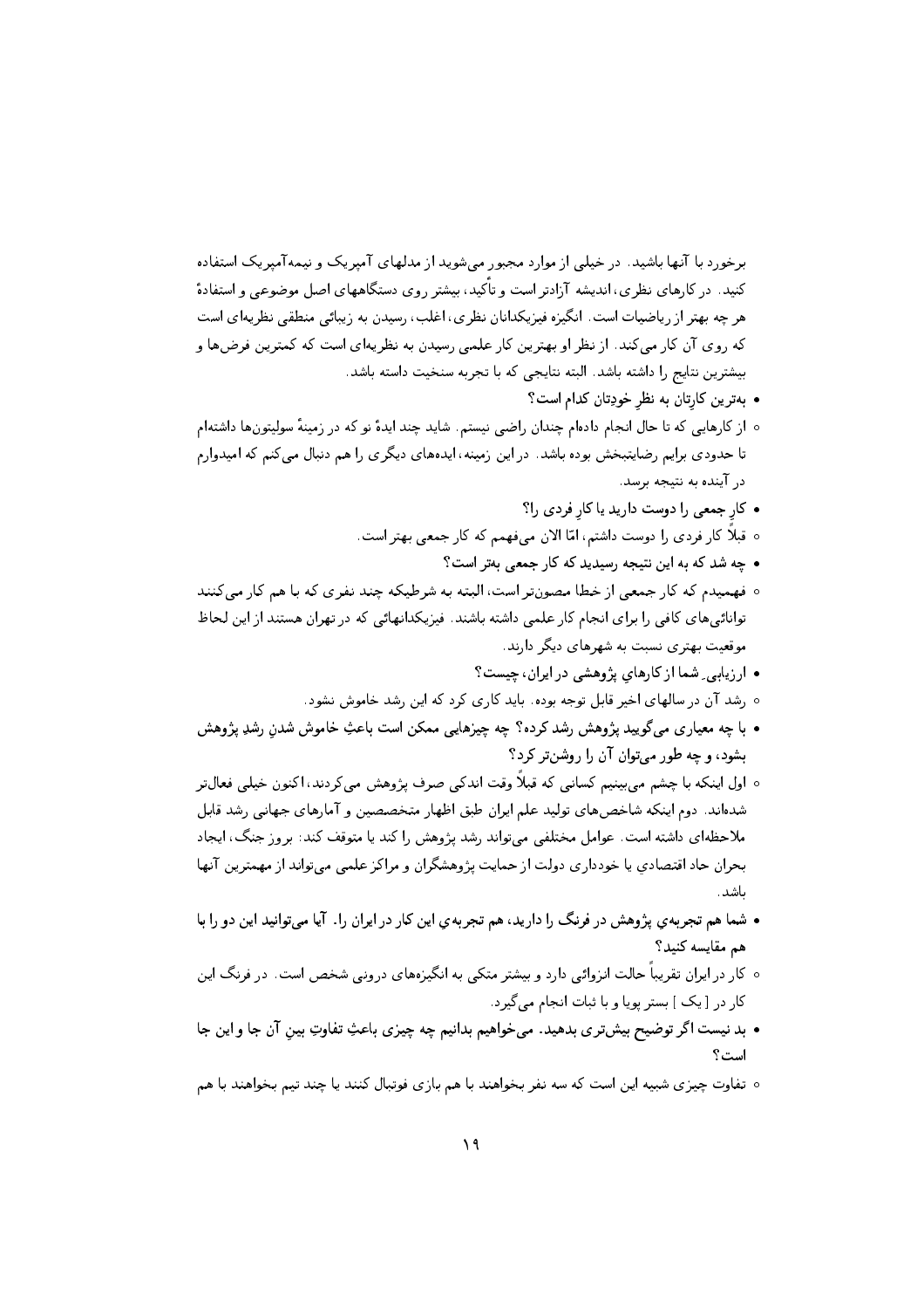برخورد با آنها باشید. در خیلی از موارد مجبور می‌شوید از مدلهای آمپریک و نیمه‌آمپریک استفاده کنید. در کارهای نظری، اندیشه آزادتر است و تأکید، بیشتر روی دستگاههای اصل موضوعی و استفادهٔ هر چه بهتر از ریاضیات است. انگیزه فیزیکدانان نظری، اغلب، رسیدن به زیبائی منطقی نظریه‌ای است که روی آن کار می‌کند. از نظر او بهترین کار علمی رسیدن به نظریه‌ای است که کمترین فرض‌ها و بیشترین نتایج را داشته باشد. البته نتایجی که با تجربه سنخیت داشته باشد.

- **بهترین کارتان به نظرِ خودتان کدام است؟**
  - از کارهایی که تا حال انجام داده‌ام چندان راضی نیستم. شاید چند ایدهٔ نو که در زمینهٔ سولیتون‌ها داشته‌ام تا حدودی برایم رضایتبخش بوده باشد. در این زمینه، ایده‌های دیگری را هم دنبال می‌کنم که امیدوارم در آینده به نتیجه برسد.
- **کارِ جمعی را دوست دارید یا کارِ فردی را؟**
  - قبلاً کار فردی را دوست داشتم، امّا الان می‌فهمم که کار جمعی بهتر است.
- **چه شد که به این نتیجه رسیدید که کار جمعی بهتر است؟**
  - فهمیدم که کار جمعی از خطا مصون‌تر است، البته به شرطیکه چند نفری که با هم کار می‌کنند توانائی‌های کافی را برای انجام کار علمی داشته باشند. فیزیکدانهائی که در تهران هستند از این لحاظ موقعیت بهتری نسبت به شهرهای دیگر دارند.
- **ارزیابیِ شما از کارهایِ پژوهشی در ایران، چیست؟**
  - رشد آن در سالهای اخیر قابل توجه بوده. باید کاری کرد که این رشد خاموش نشود.
- **با چه معیاری می‌گویید پژوهش رشد کرده؟ چه چیزهایی ممکن است باعثِ خاموش شدنِ رشدِ پژوهش بشود، و چه طور می‌توان آن را روشن‌تر کرد؟**
  - اول اینکه با چشم می‌بینیم کسانی که قبلاً وقت اندکی صرف پژوهش می‌کردند، اکنون خیلی فعال‌تر شده‌اند. دوم اینکه شاخص‌های تولید علم ایران طبق اظهار متخصصین و آمارهای جهانی رشد قابل ملاحظه‌ای داشته است. عوامل مختلفی می‌تواند رشد پژوهش را کند یا متوقف کند: بروز جنگ، ایجاد بحران حاد اقتصادی یا خودداری دولت از حمایت پژوهشگران و مراکز علمی می‌تواند از مهمترین آنها باشد.
- **شما هم تجربه‌ی پژوهش در فرنگ را دارید، هم تجربه‌ی این کار در ایران را. آیا می‌توانید این دو را با هم مقایسه کنید؟**
  - کار در ایران تقریباً حالت انزوائی دارد و بیشتر متکی به انگیزه‌های درونی شخص است. در فرنگ این کار در [ یک ] بستر پویا و با ثبات انجام می‌گیرد.
- **بد نیست اگر توضیح بیش‌تری بدهید. می‌خواهیم بدانیم چه چیزی باعثِ تفاوتِ بینِ آن جا و این جا است؟**
  - تفاوت چیزی شبیه این است که سه نفر بخواهند با هم بازی فوتبال کنند یا چند تیم بخواهند با هم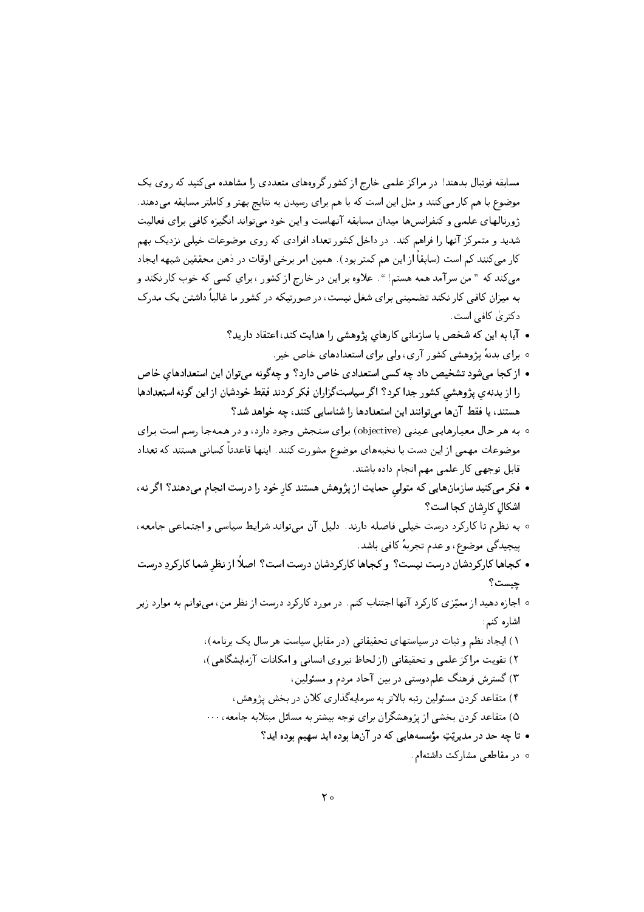مسابقه فوتبال بدهند! در مراکز علمی خارج از کشور گروه‌های متعددی را مشاهده می‌کنید که روی یک موضوع با هم کار می‌کنند و مثل این است که با هم برای رسیدن به نتایج بهتر و کامل‌تر مسابقه می‌دهند. ژورنالهای علمی و کنفرانس‌ها میدان مسابقه آنهاست و این خود می‌تواند انگیزه کافی برای فعالیت شدید و متمرکز آنها را فراهم کند. در داخل کشور تعداد افرادی که روی موضوعات خیلی نزدیک بهم کار می‌کنند کم است (سابقاً از این هم کمتر بود). همین امر برخی اوقات در ذهن محققین شبهه ایجاد می‌کند که " من سرآمد همه هستم! ". علاوه بر این در خارج از کشور، برای کسی که خوب کار نکند و به میزان کافی کار نکند تضمینی برای شغل نیست، در صورتیکه در کشور ما غالباً داشتن یک مدرک دکتری کافی است.

- **آیا به این که شخص یا سازمانی کارهایِ پژوهشی را هدایت کند، اعتقاد دارید؟**
    - برای بدنهٔ پژوهشی کشور آری، ولی برای استعدادهای خاص خیر.
- **از کجا می‌شود تشخیص داد چه کسی استعدادی خاص دارد؟ و چه‌گونه می‌توان این استعدادهایِ خاص را از بدنه‌یِ پژوهشیِ کشور جدا کرد؟ اگر سیاست‌گزاران فکر کردند فقط خودشان از این گونه استعدادها هستند، یا فقط آن‌ها می‌توانند این استعدادها را شناسایی کنند، چه خواهد شد؟**
    - به هر حال معیارهایی عینی (objective) برای سنجش وجود دارد، و در همه‌جا رسم است برای موضوعات مهمی از این دست با نخبه‌های موضوع مشورت کنند. اینها قاعدتاً کسانی هستند که تعداد قابل توجهی کار علمی مهم انجام داده باشند.
- **فکر می‌کنید سازمان‌هایی که متولیِ حمایت از پژوهش هستند کارِ خود را درست انجام می‌دهند؟ اگر نه، اشکالِ کارِشان کجا است؟**
    - به نظرم تا کارکرد درست خیلی فاصله دارند. دلیل آن می‌تواند شرایط سیاسی و اجتماعی جامعه، پیچیدگی موضوع، و عدم تجربهٔ کافی باشد.
- **کجاها کارکردشان درست نیست؟ و کجاها کارکردشان درست است؟ اصلاً از نظرِ شما کارکردِ درست چیست؟**
    - اجازه دهید از ممیّزی کارکرد آنها اجتناب کنم. در مورد کارکرد درست از نظر من، می‌توانم به موارد زیر اشاره کنم:

        ۱) ایجاد نظم و ثبات در سیاستهای تحقیقاتی (در مقابلِ سیاستِ هر سال یک برنامه)،

        ۲) تقویت مراکز علمی و تحقیقاتی (از لحاظ نیروی انسانی و امکانات آزمایشگاهی)،

        ۳) گسترش فرهنگ علم‌دوستی در بین آحاد مردم و مسئولین،

        ۴) متقاعد کردن مسئولین رتبه بالاتر به سرمایه‌گذاری کلان در بخش پژوهش،

        ۵) متقاعد کردن بخشی از پژوهشگران برای توجه بیشتر به مسائل مبتلابه جامعه، ...
- **تا چه حد در مدیریّتِ مؤسسه‌هایی که در آن‌ها بوده اید سهیم بوده اید؟**
    - در مقاطعی مشارکت داشته‌ام.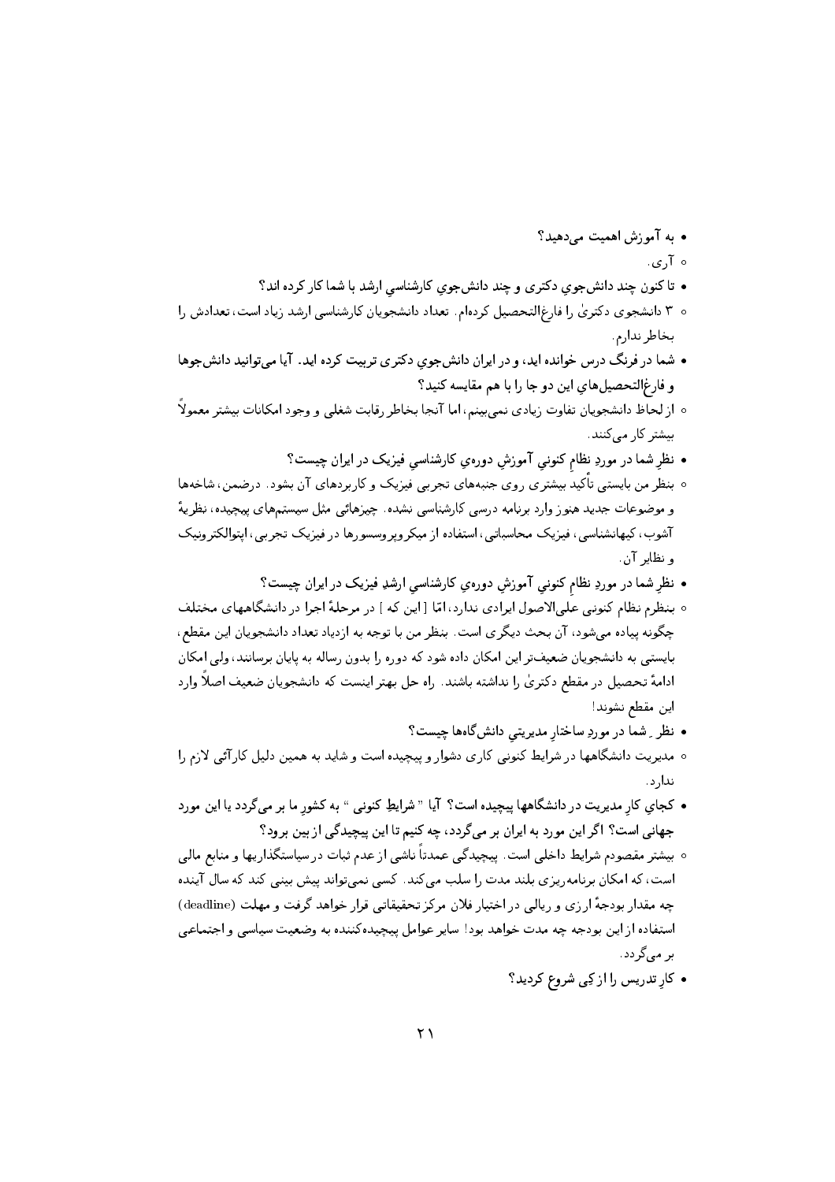- **به آموزش اهمیت می‌دهید؟**
  - آری.
- **تا کنون چند دانش‌جوی دکتری و چند دانش‌جوی کارشناسی ارشد با شما کار کرده اند؟**
  - ۳ دانشجوی دکتریٰ را فارغ‌التحصیل کرده‌ام. تعداد دانشجویان کارشناسی ارشد زیاد است، تعدادش را بخاطر ندارم.
- **شما در فرنگ درس خوانده اید، و در ایران دانش‌جوی دکتری تربیت کرده اید. آیا می‌توانید دانش‌جوها و فارغ‌التحصیل‌های این دو جا را با هم مقایسه کنید؟**
  - از لحاظ دانشجویان تفاوت زیادی نمی‌بینم، اما آنجا بخاطر رقابت شغلی و وجود امکانات بیشتر معمولاً بیشتر کار می‌کنند.
- **نظر شما در مورد نظام کنونی آموزش دوره‌ی کارشناسی فیزیک در ایران چیست؟**
  - بنظر من بایستی تأکید بیشتری روی جنبه‌های تجربی فیزیک و کاربردهای آن بشود. درضمن، شاخه‌ها و موضوعات جدید هنوز وارد برنامه درسی کارشناسی نشده. چیزهائی مثل سیستمهای پیچیده، نظریهٔ آشوب، کیهانشناسی، فیزیک محاسباتی، استفاده از میکروپروسسورها در فیزیک تجربی، اپتوالکترونیک و نظایر آن.
- **نظر شما در مورد نظام کنونی آموزش دوره‌ی کارشناسی ارشد فیزیک در ایران چیست؟**
  - بنظرم نظام کنونی علی‌الاصول ایرادی ندارد، امّا [این که] در مرحلهٔ اجرا در دانشگاههای مختلف چگونه پیاده می‌شود، آن بحث دیگری است. بنظر من با توجه به ازدیاد تعداد دانشجویان این مقطع، بایستی به دانشجویان ضعیف‌تر این امکان داده شود که دوره را بدون رساله به پایان برسانند، ولی امکان ادامهٔ تحصیل در مقطع دکتریٰ را نداشته باشند. راه حل بهتر اینست که دانشجویان ضعیف اصلاً وارد این مقطع نشوند!
- **نظر ِ شما در موردِ ساختارِ مدیریتی دانش‌گاه‌ها چیست؟**
  - مدیریت دانشگاهها در شرایط کنونی کاری دشوار و پیچیده است و شاید به همین دلیل کارآئی لازم را ندارد.
- **کجای کارِ مدیریت در دانشگاهها پیچیده است؟ آیا " شرایطِ کنونی " به کشورِ ما بر می‌گردد یا این مورد جهانی است؟ اگر این مورد به ایران بر می‌گردد، چه کنیم تا این پیچیدگی از بین برود؟**
  - بیشتر مقصودم شرایط داخلی است. پیچیدگی عمدتاً ناشی از عدم ثبات در سیاستگذاریها و منابع مالی است، که امکان برنامه‌ریزی بلند مدت را سلب می‌کند. کسی نمی‌تواند پیش بینی کند که سال آینده چه مقدار بودجهٔ ارزی و ریالی در اختیار فلان مرکز تحقیقاتی قرار خواهد گرفت و مهلت (deadline) استفاده از این بودجه چه مدت خواهد بود! سایر عوامل پیچیده‌کننده به وضعیت سیاسی و اجتماعی بر می‌گردد.
- **کارِ تدریس را از کِی شروع کردید؟**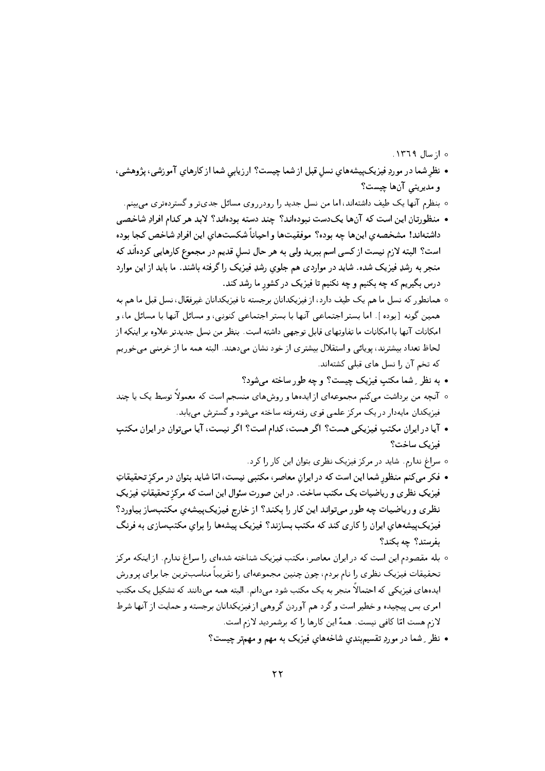- از سال ۱۳۶۹.

- **نظرِ شما در موردِ فیزیک‌پیشه‌هایِ نسلِ قبل از شما چیست؟ ارزیابیِ شما از کارهایِ آموزشی، پژوهشی، و مدیریتیِ آن‌ها چیست؟**

- بنظرم آنها یک طیف داشته‌اند، اما من نسل جدید را رودرروی مسائل جدی‌تر و گسترده‌تری می‌بینم.

- **منظورتان این است که آن‌ها یک‌دست نبوده‌اند؟ چند دسته بوده‌اند؟ لابد هر کدام افرادِ شاخصی داشته‌اند! مشخصه‌ی این‌ها چه بوده؟ موفقیت‌ها و احیاناً شکست‌هایِ این افرادِ شاخص کجا بوده است؟ البته لازم نیست از کسی اسم ببرید ولی به هر حال نسلِ قدیم در مجموع کارهایی کرده‌اند که منجر به رشدِ فیزیک شده. شاید در مواردی هم جلویِ رشدِ فیزیک را گرفته باشند. ما باید از این موارد درس بگیریم که چه بکنیم و چه نکنیم تا فیزیک در کشورِ ما رشد کند.**

- همانطور که نسل ما هم یک طیف دارد، از فیزیکدانان برجسته تا فیزیکدانان غیرفعّال، نسل قبل ما هم به همین گونه [بوده]. اما بستر اجتماعی آنها با بستر اجتماعی کنونی، و مسائل آنها با مسائل ما، و امکانات آنها با امکانات ما تفاوتهای قابل توجهی داشته است. بنظر من نسل جدیدتر علاوه بر اینکه از لحاظ تعداد بیشترند، پویائی و استقلال بیشتری از خود نشان می‌دهند. البته همه ما از خرمنی می‌خوریم که تخم آن را نسل های قبلی کشته‌اند.

- **به نظر شما مکتبِ فیزیک چیست؟ و چه طور ساخته می‌شود؟**

- آنچه من برداشت می‌کنم مجموعه‌ای از ایده‌ها و روش‌های منسجم است که معمولاً توسط یک یا چند فیزیکدان مایه‌دار در یک مرکز علمی قوی رفته‌رفته ساخته می‌شود و گسترش می‌یابد.

- **آیا در ایران مکتبِ فیزیکی هست؟ اگر هست، کدام است؟ اگر نیست، آیا می‌توان در ایران مکتبِ فیزیک ساخت؟**

- سراغ ندارم. شاید در مرکز فیزیک نظری بتوان این کار را کرد.

- **فکر می‌کنم منظورِ شما این است که در ایرانِ معاصر، مکتبی نیست، امّا شاید بتوان در مرکزِ تحقیقاتِ فیزیکِ نظری و ریاضیات یک مکتب ساخت. در این صورت سئوال این است که مرکزِ تحقیقاتِ فیزیکِ نظری و ریاضیات چه طور می‌تواند این کار را بکند؟ از خارج فیزیک‌پیشه‌یِ مکتب‌ساز بیاورد؟ فیزیک‌پیشه‌هایِ ایران را کاری کند که مکتب بسازند؟ فیزیک پیشه‌ها را برایِ مکتب‌سازی به فرنگ بفرستد؟ چه بکند؟**

- بله مقصودم این است که در ایران معاصر، مکتب فیزیک شناخته شده‌ای را سراغ ندارم. از اینکه مرکز تحقیقات فیزیک نظری را نام بردم، چون چنین مجموعه‌ای را تقریباً مناسب‌ترین جا برای پرورش ایده‌های فیزیکی که احتمالاً منجر به یک مکتب شود می‌دانم. البته همه می‌دانند که تشکیل یک مکتب امری بس پیچیده و خطیر است و گرد هم آوردن گروهی از فیزیکدانان برجسته و حمایت از آنها شرط لازم هست امّا کافی نیست. همهٔ این کارها را که برشمردید لازم است.

- **نظر شما در موردِ تقسیم‌بندیِ شاخه‌هایِ فیزیک به مهم و مهم‌تر چیست؟**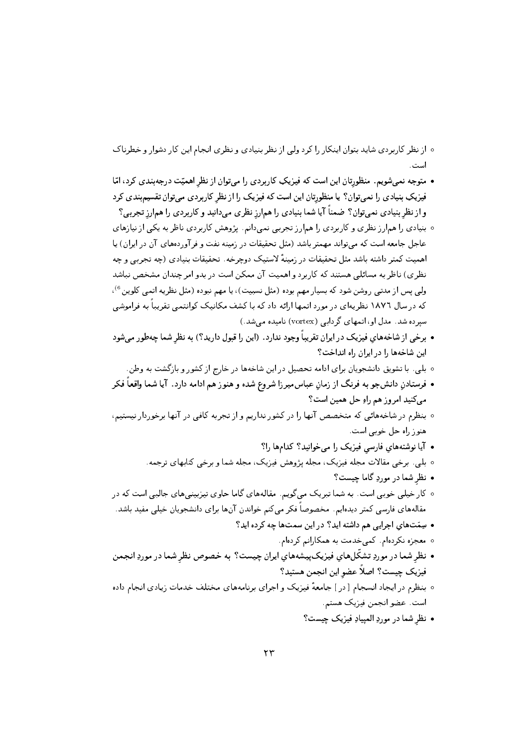◦ از نظر کاربردی شاید بتوان اینکار را کرد ولی از نظر بنیادی و نظری انجام این کار دشوار و خطرناک است.

• **متوجه نمی‌شویم. منظورتان این است که فیزیکِ کاربردی را می‌توان از نظرِ اهمیّت درجه‌بندی کرد، امّا فیزیکِ بنیادی را نمی‌توان؟ یا منظورتان این است که فیزیک را از نظرِ کاربردی می‌توان تقسیم‌بندی کرد و از نظرِ بنیادی نمی‌توان؟ ضمناً آیا شما بنیادی را هم‌ارزِ نظری می‌دانید و کاربردی را هم‌ارزِ تجربی؟**

◦ بنیادی را هم‌ارز نظری و کاربردی را هم‌ارز تجربی نمی‌دانم. پژوهش کاربردی ناظر به یکی از نیازهای عاجل جامعه است که می‌تواند مهمتر باشد (مثل تحقیقات در زمینه نفت و فرآورده‌های آن در ایران) یا اهمیت کمتر داشته باشد مثل تحقیقات در زمینهٔ لاستیک دوچرخه. تحقیقات بنیادی (چه تجربی و چه نظری) ناظر به مسائلی هستند که کاربرد و اهمیت آن ممکن است در بدو امر چندان مشخص نباشد ولی پس از مدتی روشن شود که بسیار مهم بوده (مثل نسبیت)، یا مهم نبوده (مثل نظریه اتمی کلوین[6])، که در سال ۱۸۷٦ نظریه‌ای در مورد اتمها ارائه داد که با کشف مکانیک کوانتمی تقریباً به فراموشی سپرده شد. مدل او، اتمهای گردابی (vortex) نامیده می‌شد.)

• **برخی از شاخه‌هایِ فیزیک در ایران تقریباً وجود ندارد. (این را قبول دارید؟) به نظرِ شما چه‌طور می‌شود این شاخه‌ها را در ایران راه انداخت؟**

◦ بلی. با تشویق دانشجویان برای ادامه تحصیل در این شاخه‌ها در خارج از کشور و بازگشت به وطن.

• **فرستادنِ دانش‌جو به فرنگ از زمانِ عباس‌میرزا شروع شده و هنوز هم ادامه دارد. آیا شما واقعاً فکر می‌کنید امروز هم راهِ حل همین است؟**

◦ بنظرم در شاخه‌هائی که متخصص آنها را در کشور نداریم و از تجربه کافی در آنها برخوردار نیستیم، هنوز راه حل خوبی است.

• **آیا نوشته‌هایِ فارسیِ فیزیک را می‌خوانید؟ کدام‌ها را؟**

◦ بلی. برخی مقالات مجله فیزیک، مجله پژوهش فیزیک، مجله شما و برخی کتابهای ترجمه.

• **نظرِ شما در موردِ گاما چیست؟**

◦ کار خیلی خوبی است. به شما تبریک می‌گویم. مقاله‌های گاما حاوی تیزبینی‌های جالبی است که در مقاله‌های فارسی کمتر دیده‌ایم. مخصوصاً فکر می‌کنم خواندن آن‌ها برای دانشجویان خیلی مفید باشد.

• **سِمَت‌هایِ اجرایی هم داشته اید؟ در این سمت‌ها چه کرده اید؟**

◦ معجزه نکرده‌ام. کمی‌خدمت به همکارانم کرده‌ام.

• **نظرِ شما در موردِ تشکّل‌هایِ فیزیک‌پیشه‌هایِ ایران چیست؟ به خصوص نظرِ شما در موردِ انجمن فیزیک چیست؟ اصلاً عضوِ این انجمن هستید؟**

◦ بنظرم در ایجاد انسجام [در] جامعهٔ فیزیک و اجرای برنامه‌های مختلف خدمات زیادی انجام داده است. عضو انجمن فیزیک هستم.

• **نظرِ شما در موردِ المپیادِ فیزیک چیست؟**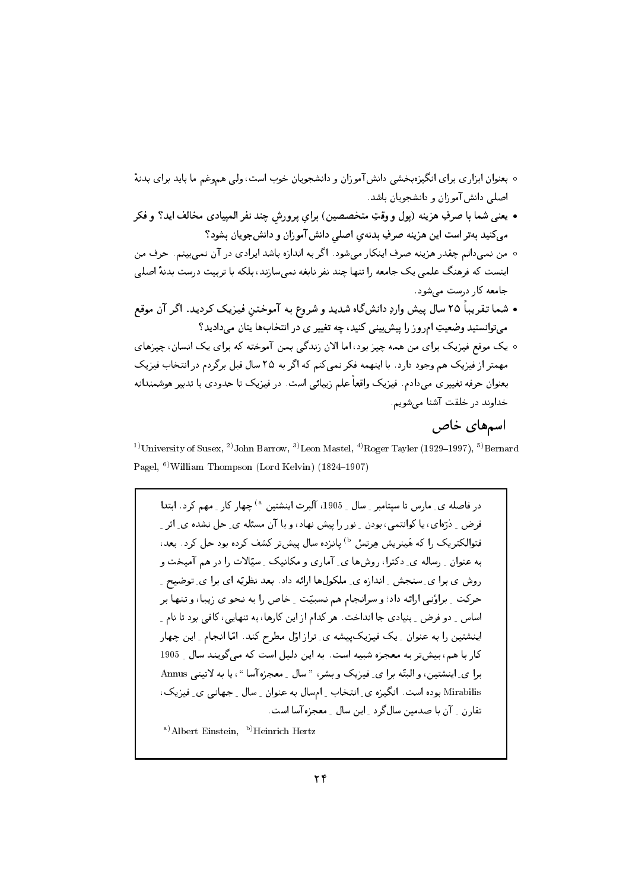◦ بعنوان ابزاری برای انگیزه‌بخشی دانش‌آموزان و دانشجویان خوب است، ولی هم‌وغم ما باید برای بدنهٔ اصلی دانش‌آموزان و دانشجویان باشد.

• **یعنی شما با صرفِ هزینه (پول و وقتِ متخصصین) برایِ پرورشِ چند نفر المپیادی مخالف اید؟ و فکر می‌کنید به‌تر است این هزینه صرفِ بدنه‌یِ اصلیِ دانش‌آموزان و دانش‌جویان بشود؟**

◦ من نمی‌دانم چقدر هزینه صرف اینکار می‌شود. اگر به اندازه باشد ایرادی در آن نمی‌بینم. حرف من اینست که فرهنگ علمی یک جامعه را تنها چند نفر نابغه نمی‌سازند، بلکه با تربیت درست بدنهٔ اصلی جامعه کار درست می‌شود.

• **شما تقریباً ۲۵ سال پیش واردِ دانش‌گاه شدید و شروع به آموختنِ فیزیک کردید. اگر آن موقع می‌توانستید وضعیتِ امروز را پیش‌بینی کنید، چه تغییر ی در انتخاب‌ها یتان می‌دادید؟**

◦ یک موقع فیزیک برای من همه چیز بود، اما الان زندگی بمن آموخته که برای یک انسان، چیزهای مهمتر از فیزیک هم وجود دارد. با اینهمه فکر نمی‌کنم که اگر به ۲۵ سال قبل برگردم در انتخاب فیزیک بعنوان حرفه تغییری می‌دادم. فیزیک واقعاً علم زیبائی است. در فیزیک تا حدودی با تدبیر هوشمندانه خداوند در خلقت آشنا می‌شویم.

## اسم‌های خاص

[1] University of Susex, [2] John Barrow, [3] Leon Mastel, [4] Roger Tayler (1929–1997), [5] Bernard Pagel, [6] William Thompson (Lord Kelvin) (1824–1907)

---

در فاصله ی ـ مارس تا سپتامبر ـ سال ـ 1905، آلبرت اینشتین [a] چهار کار ـ مهم کرد. ابتدا فرض ـ ذرّه‌ای، یا کوانتمی، بودن ـ نور را پیش نهاد، و با آن مسئله ی ـ حل نشده ی ـ اثر ـ فتوالکتریک را که هَینریش هِرتس [b] پانزده سال پیش‌تر کشف کرده بود حل کرد. بعد، به عنوان ـ رساله ی ـ دکترا، روش‌ها ی ـ آماری و مکانیک ـ سیّالات را در هم آمیخت و روش ی برا ی ـ سنجش ـ اندازه ی ـ ملکول‌ها ارائه داد. بعد نظریّه ای برا ی ـ توضیح ـ حرکت ـ براونی ارائه داد؛ و سرانجام هم نسبیّت ـ خاص را به نحو ی زیبا، و تنها بر اساس ـ دو فرض ـ بنیادی جا انداخت. هر کدام از این کارها، به تنهایی، کافی بود تا نام ـ اینشتین را به عنوان ـ یک فیزیک‌پیشه ی ـ تراز اوّل مطرح کند. امّا انجام ـ این چهار کار با هم، بیش‌تر به معجزه شبیه است. به این دلیل است که می‌گویند سال ـ 1905 برا ی ـ اینشتین، و البتّه برا ی ـ فیزیک و بشر، " سال ـ معجزه‌آسا "، یا به لاتینی Annus Mirabilis بوده است. انگیزه ی ـ انتخاب ـ امسال به عنوان ـ سال ـ جهانی ی ـ فیزیک، تقارن ـ آن با صدمین سال‌گرد ـ این سال ـ معجزه‌آسا است.

[a] Albert Einstein, [b] Heinrich Hertz